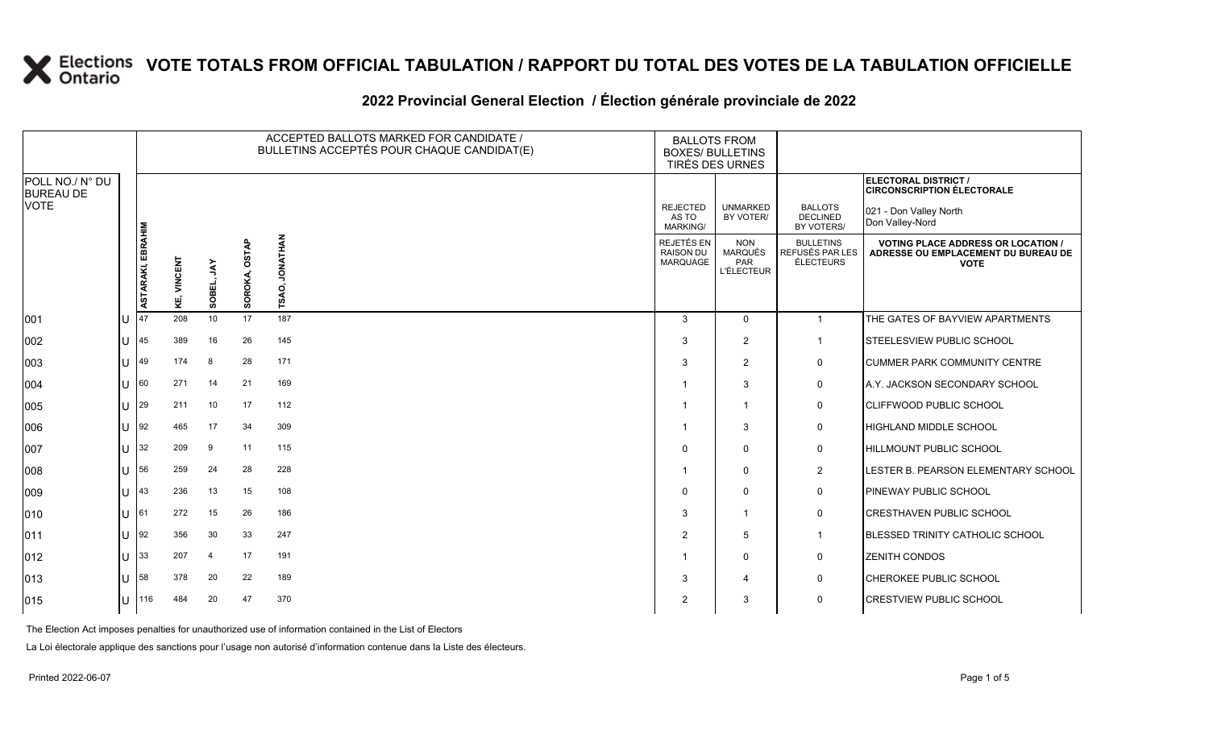# VOTE TOTALS FROM OFFICIAL TABULATION / RAPPORT DU TOTAL DES VOTES DE LA TABULATION OFFICIELLE

## 2022 Provincial General Election / Élection générale provinciale de 2022

| POLL NO./ N° DU BUREAU DE VOTE | | ACCEPTED BALLOTS MARKED FOR CANDIDATE / BULLETINS ACCEPTÉS POUR CHAQUE CANDIDAT(E) | | | | | BALLOTS FROM BOXES/ BULLETINS TIRÉS DES URNES | | | ELECTORAL DISTRICT / CIRCONSCRIPTION ÉLECTORALE: 021 - Don Valley North / Don Valley-Nord |
|---|---|---|---|---|---|---|---|---|---|---|
| | | ASTARAKI, EBRAHIM | KE, VINCENT | SOBEL, JAY | SOROKA, OSTAP | TSAO, JONATHAN | REJECTED AS TO MARKING/ REJETÉS EN RAISON DU MARQUAGE | UNMARKED BY VOTER/ NON MARQUÉS PAR L'ÉLECTEUR | BALLOTS DECLINED BY VOTERS/ BULLETINS REFUSÉS PAR LES ÉLECTEURS | VOTING PLACE ADDRESS OR LOCATION / ADRESSE OU EMPLACEMENT DU BUREAU DE VOTE |
| 001 | U | 47 | 208 | 10 | 17 | 187 | 3 | 0 | 1 | THE GATES OF BAYVIEW APARTMENTS |
| 002 | U | 45 | 389 | 16 | 26 | 145 | 3 | 2 | 1 | STEELESVIEW PUBLIC SCHOOL |
| 003 | U | 49 | 174 | 8 | 28 | 171 | 3 | 2 | 0 | CUMMER PARK COMMUNITY CENTRE |
| 004 | U | 60 | 271 | 14 | 21 | 169 | 1 | 3 | 0 | A.Y. JACKSON SECONDARY SCHOOL |
| 005 | U | 29 | 211 | 10 | 17 | 112 | 1 | 1 | 0 | CLIFFWOOD PUBLIC SCHOOL |
| 006 | U | 92 | 465 | 17 | 34 | 309 | 1 | 3 | 0 | HIGHLAND MIDDLE SCHOOL |
| 007 | U | 32 | 209 | 9 | 11 | 115 | 0 | 0 | 0 | HILLMOUNT PUBLIC SCHOOL |
| 008 | U | 56 | 259 | 24 | 28 | 228 | 1 | 0 | 2 | LESTER B. PEARSON ELEMENTARY SCHOOL |
| 009 | U | 43 | 236 | 13 | 15 | 108 | 0 | 0 | 0 | PINEWAY PUBLIC SCHOOL |
| 010 | U | 61 | 272 | 15 | 26 | 186 | 3 | 1 | 0 | CRESTHAVEN PUBLIC SCHOOL |
| 011 | U | 92 | 356 | 30 | 33 | 247 | 2 | 5 | 1 | BLESSED TRINITY CATHOLIC SCHOOL |
| 012 | U | 33 | 207 | 4 | 17 | 191 | 1 | 0 | 0 | ZENITH CONDOS |
| 013 | U | 58 | 378 | 20 | 22 | 189 | 3 | 4 | 0 | CHEROKEE PUBLIC SCHOOL |
| 015 | U | 116 | 484 | 20 | 47 | 370 | 2 | 3 | 0 | CRESTVIEW PUBLIC SCHOOL |

The Election Act imposes penalties for unauthorized use of information contained in the List of Electors

La Loi électorale applique des sanctions pour l'usage non autorisé d'information contenue dans la Liste des électeurs.

Printed 2022-06-07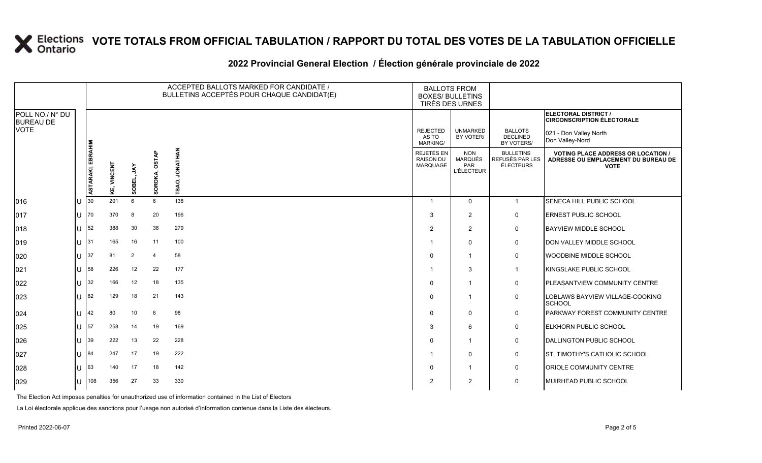# VOTE TOTALS FROM OFFICIAL TABULATION / RAPPORT DU TOTAL DES VOTES DE LA TABULATION OFFICIELLE

## 2022 Provincial General Election / Élection générale provinciale de 2022

| POLL NO./ N° DU BUREAU DE VOTE | | ACCEPTED BALLOTS MARKED FOR CANDIDATE / BULLETINS ACCEPTÉS POUR CHAQUE CANDIDAT(E) | | | | | BALLOTS FROM BOXES/ BULLETINS TIRÉS DES URNES | | | ELECTORAL DISTRICT / CIRCONSCRIPTION ÉLECTORALE 021 - Don Valley North Don Valley-Nord |
|---|---|---|---|---|---|---|---|---|---|---|
| | | ASTARAKI, EBRAHIM | KE, VINCENT | SOBEL, JAY | SOROKA, OSTAP | TSAO, JONATHAN | REJECTED AS TO MARKING/ REJETÉS EN RAISON DU MARQUAGE | UNMARKED BY VOTER/ NON MARQUÉS PAR L'ÉLECTEUR | BALLOTS DECLINED BY VOTERS/ BULLETINS REFUSÉS PAR LES ÉLECTEURS | VOTING PLACE ADDRESS OR LOCATION / ADRESSE OU EMPLACEMENT DU BUREAU DE VOTE |
| 016 | U | 30 | 201 | 6 | 6 | 138 | 1 | 0 | 1 | SENECA HILL PUBLIC SCHOOL |
| 017 | U | 70 | 370 | 8 | 20 | 196 | 3 | 2 | 0 | ERNEST PUBLIC SCHOOL |
| 018 | U | 52 | 388 | 30 | 38 | 279 | 2 | 2 | 0 | BAYVIEW MIDDLE SCHOOL |
| 019 | U | 31 | 165 | 16 | 11 | 100 | 1 | 0 | 0 | DON VALLEY MIDDLE SCHOOL |
| 020 | U | 37 | 81 | 2 | 4 | 58 | 0 | 1 | 0 | WOODBINE MIDDLE SCHOOL |
| 021 | U | 58 | 226 | 12 | 22 | 177 | 1 | 3 | 1 | KINGSLAKE PUBLIC SCHOOL |
| 022 | U | 32 | 166 | 12 | 18 | 135 | 0 | 1 | 0 | PLEASANTVIEW COMMUNITY CENTRE |
| 023 | U | 82 | 129 | 18 | 21 | 143 | 0 | 1 | 0 | LOBLAWS BAYVIEW VILLAGE-COOKING SCHOOL |
| 024 | U | 42 | 80 | 10 | 6 | 98 | 0 | 0 | 0 | PARKWAY FOREST COMMUNITY CENTRE |
| 025 | U | 57 | 258 | 14 | 19 | 169 | 3 | 6 | 0 | ELKHORN PUBLIC SCHOOL |
| 026 | U | 39 | 222 | 13 | 22 | 228 | 0 | 1 | 0 | DALLINGTON PUBLIC SCHOOL |
| 027 | U | 84 | 247 | 17 | 19 | 222 | 1 | 0 | 0 | ST. TIMOTHY'S CATHOLIC SCHOOL |
| 028 | U | 63 | 140 | 17 | 18 | 142 | 0 | 1 | 0 | ORIOLE COMMUNITY CENTRE |
| 029 | U | 108 | 356 | 27 | 33 | 330 | 2 | 2 | 0 | MUIRHEAD PUBLIC SCHOOL |

The Election Act imposes penalties for unauthorized use of information contained in the List of Electors

La Loi électorale applique des sanctions pour l'usage non autorisé d'information contenue dans la Liste des électeurs.

Printed 2022-06-07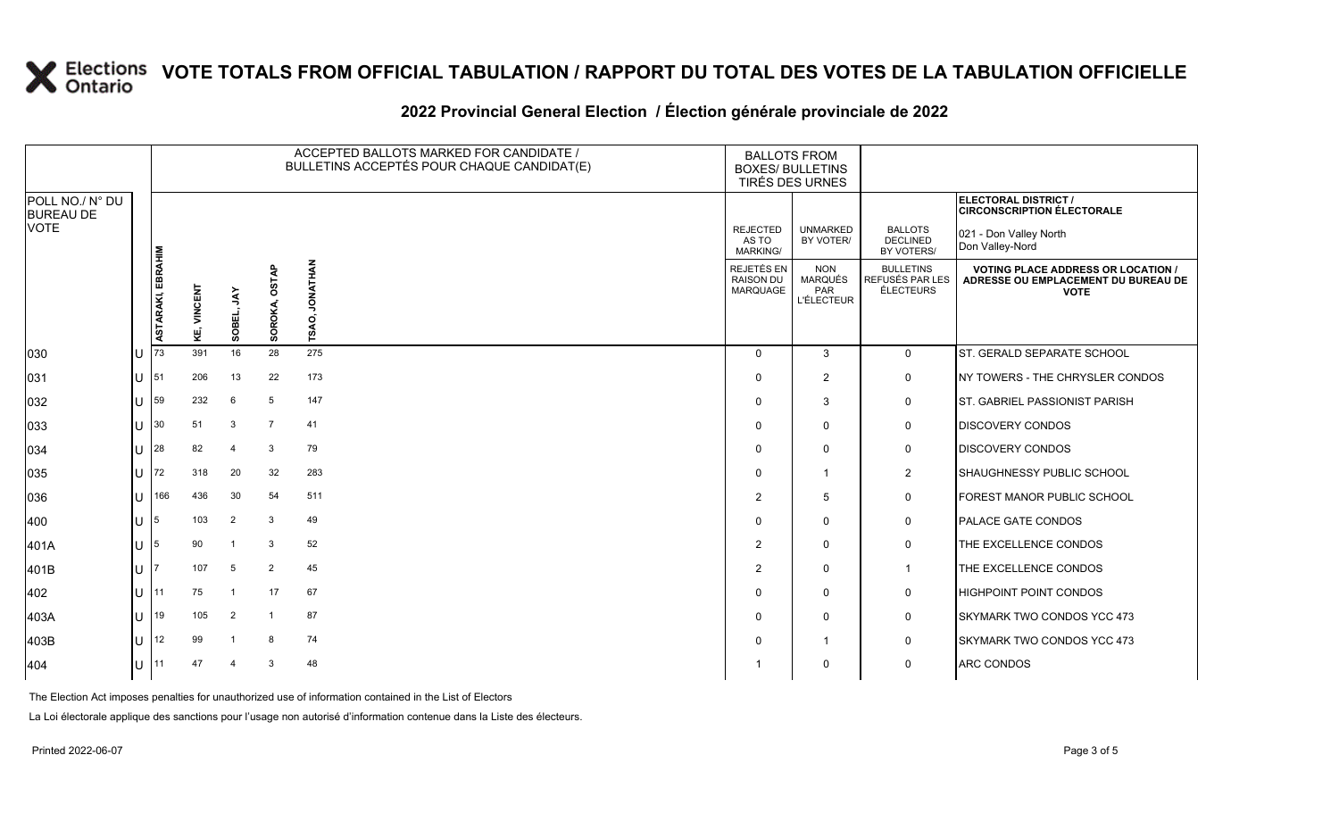# VOTE TOTALS FROM OFFICIAL TABULATION / RAPPORT DU TOTAL DES VOTES DE LA TABULATION OFFICIELLE

## 2022 Provincial General Election / Élection générale provinciale de 2022

| POLL NO./ N° DU BUREAU DE VOTE | | ACCEPTED BALLOTS MARKED FOR CANDIDATE / BULLETINS ACCEPTÉS POUR CHAQUE CANDIDAT(E) | | | | | BALLOTS FROM BOXES/ BULLETINS TIRÉS DES URNES | | | ELECTORAL DISTRICT / CIRCONSCRIPTION ÉLECTORALE 021 - Don Valley North Don Valley-Nord |
|---|---|---|---|---|---|---|---|---|---|---|
| | | ASTARAKI, EBRAHIM | KE, VINCENT | SOBEL, JAY | SOROKA, OSTAP | TSAO, JONATHAN | REJECTED AS TO MARKING/ REJETÉS EN RAISON DU MARQUAGE | UNMARKED BY VOTER/ NON MARQUÉS PAR L'ÉLECTEUR | BALLOTS DECLINED BY VOTERS/ BULLETINS REFUSÉS PAR LES ÉLECTEURS | VOTING PLACE ADDRESS OR LOCATION / ADRESSE OU EMPLACEMENT DU BUREAU DE VOTE |
| 030 | U | 73 | 391 | 16 | 28 | 275 | 0 | 3 | 0 | ST. GERALD SEPARATE SCHOOL |
| 031 | U | 51 | 206 | 13 | 22 | 173 | 0 | 2 | 0 | NY TOWERS - THE CHRYSLER CONDOS |
| 032 | U | 59 | 232 | 6 | 5 | 147 | 0 | 3 | 0 | ST. GABRIEL PASSIONIST PARISH |
| 033 | U | 30 | 51 | 3 | 7 | 41 | 0 | 0 | 0 | DISCOVERY CONDOS |
| 034 | U | 28 | 82 | 4 | 3 | 79 | 0 | 0 | 0 | DISCOVERY CONDOS |
| 035 | U | 72 | 318 | 20 | 32 | 283 | 0 | 1 | 2 | SHAUGHNESSY PUBLIC SCHOOL |
| 036 | U | 166 | 436 | 30 | 54 | 511 | 2 | 5 | 0 | FOREST MANOR PUBLIC SCHOOL |
| 400 | U | 5 | 103 | 2 | 3 | 49 | 0 | 0 | 0 | PALACE GATE CONDOS |
| 401A | U | 5 | 90 | 1 | 3 | 52 | 2 | 0 | 0 | THE EXCELLENCE CONDOS |
| 401B | U | 7 | 107 | 5 | 2 | 45 | 2 | 0 | 1 | THE EXCELLENCE CONDOS |
| 402 | U | 11 | 75 | 1 | 17 | 67 | 0 | 0 | 0 | HIGHPOINT POINT CONDOS |
| 403A | U | 19 | 105 | 2 | 1 | 87 | 0 | 0 | 0 | SKYMARK TWO CONDOS YCC 473 |
| 403B | U | 12 | 99 | 1 | 8 | 74 | 0 | 1 | 0 | SKYMARK TWO CONDOS YCC 473 |
| 404 | U | 11 | 47 | 4 | 3 | 48 | 1 | 0 | 0 | ARC CONDOS |

The Election Act imposes penalties for unauthorized use of information contained in the List of Electors

La Loi électorale applique des sanctions pour l'usage non autorisé d'information contenue dans la Liste des électeurs.

Printed 2022-06-07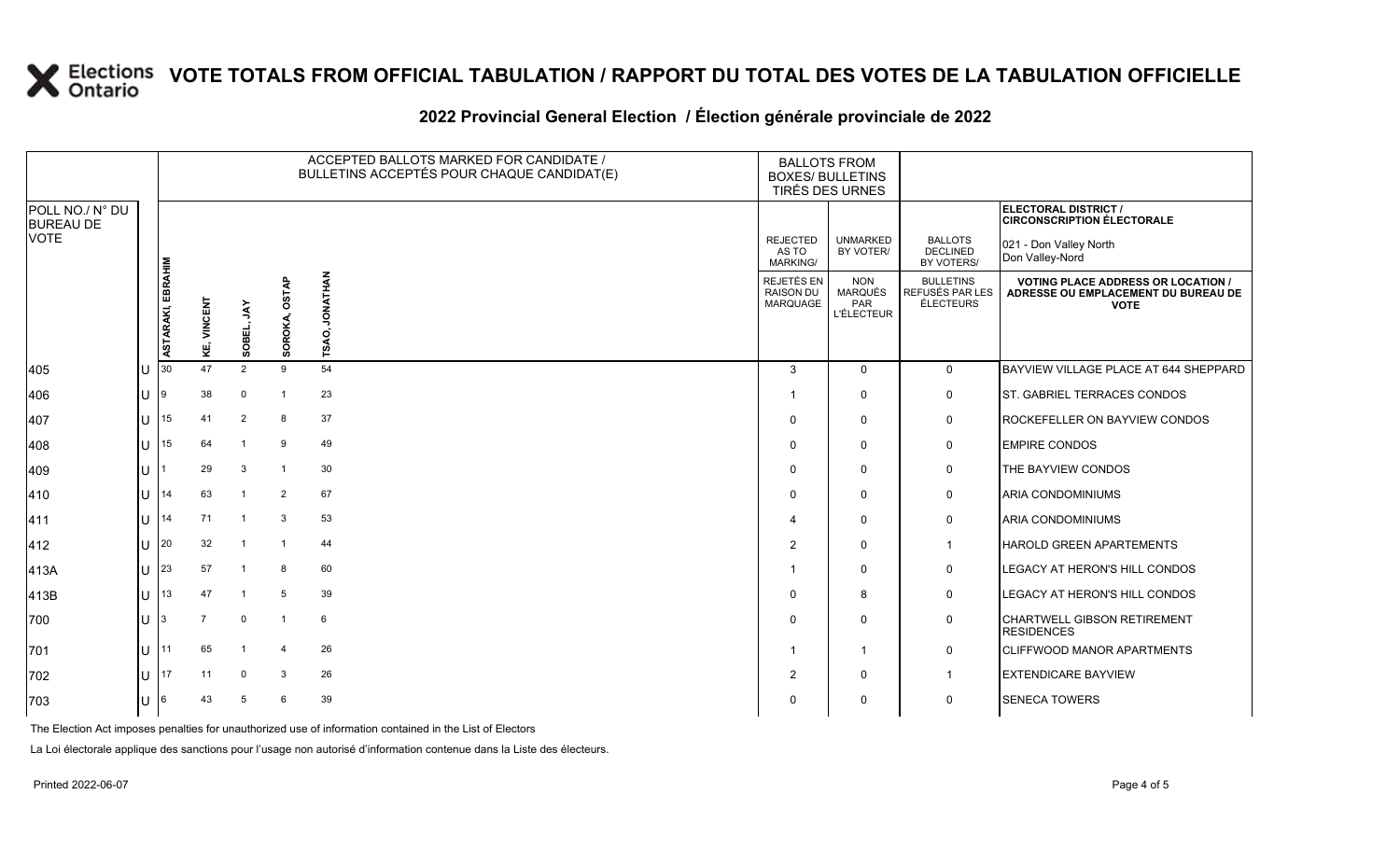# VOTE TOTALS FROM OFFICIAL TABULATION / RAPPORT DU TOTAL DES VOTES DE LA TABULATION OFFICIELLE

## 2022 Provincial General Election / Élection générale provinciale de 2022

| POLL NO./ N° DU BUREAU DE VOTE | | ACCEPTED BALLOTS MARKED FOR CANDIDATE / BULLETINS ACCEPTÉS POUR CHAQUE CANDIDAT(E) | | | | | BALLOTS FROM BOXES/ BULLETINS TIRÉS DES URNES | | | ELECTORAL DISTRICT / CIRCONSCRIPTION ÉLECTORALE 021 - Don Valley North Don Valley-Nord |
|---|---|---|---|---|---|---|---|---|---|---|
| | | ASTARAKI, EBRAHIM | KE, VINCENT | SOBEL, JAY | SOROKA, OSTAP | TSAO, JONATHAN | REJECTED AS TO MARKING/ REJETÉS EN RAISON DU MARQUAGE | UNMARKED BY VOTER/ NON MARQUÉS PAR L'ÉLECTEUR | BALLOTS DECLINED BY VOTERS/ BULLETINS REFUSÉS PAR LES ÉLECTEURS | VOTING PLACE ADDRESS OR LOCATION / ADRESSE OU EMPLACEMENT DU BUREAU DE VOTE |
| 405 | U | 30 | 47 | 2 | 9 | 54 | 3 | 0 | 0 | BAYVIEW VILLAGE PLACE AT 644 SHEPPARD |
| 406 | U | 9 | 38 | 0 | 1 | 23 | 1 | 0 | 0 | ST. GABRIEL TERRACES CONDOS |
| 407 | U | 15 | 41 | 2 | 8 | 37 | 0 | 0 | 0 | ROCKEFELLER ON BAYVIEW CONDOS |
| 408 | U | 15 | 64 | 1 | 9 | 49 | 0 | 0 | 0 | EMPIRE CONDOS |
| 409 | U | 1 | 29 | 3 | 1 | 30 | 0 | 0 | 0 | THE BAYVIEW CONDOS |
| 410 | U | 14 | 63 | 1 | 2 | 67 | 0 | 0 | 0 | ARIA CONDOMINIUMS |
| 411 | U | 14 | 71 | 1 | 3 | 53 | 4 | 0 | 0 | ARIA CONDOMINIUMS |
| 412 | U | 20 | 32 | 1 | 1 | 44 | 2 | 0 | 1 | HAROLD GREEN APARTEMENTS |
| 413A | U | 23 | 57 | 1 | 8 | 60 | 1 | 0 | 0 | LEGACY AT HERON'S HILL CONDOS |
| 413B | U | 13 | 47 | 1 | 5 | 39 | 0 | 8 | 0 | LEGACY AT HERON'S HILL CONDOS |
| 700 | U | 3 | 7 | 0 | 1 | 6 | 0 | 0 | 0 | CHARTWELL GIBSON RETIREMENT RESIDENCES |
| 701 | U | 11 | 65 | 1 | 4 | 26 | 1 | 1 | 0 | CLIFFWOOD MANOR APARTMENTS |
| 702 | U | 17 | 11 | 0 | 3 | 26 | 2 | 0 | 1 | EXTENDICARE BAYVIEW |
| 703 | U | 6 | 43 | 5 | 6 | 39 | 0 | 0 | 0 | SENECA TOWERS |

The Election Act imposes penalties for unauthorized use of information contained in the List of Electors

La Loi électorale applique des sanctions pour l'usage non autorisé d'information contenue dans la Liste des électeurs.

Printed 2022-06-07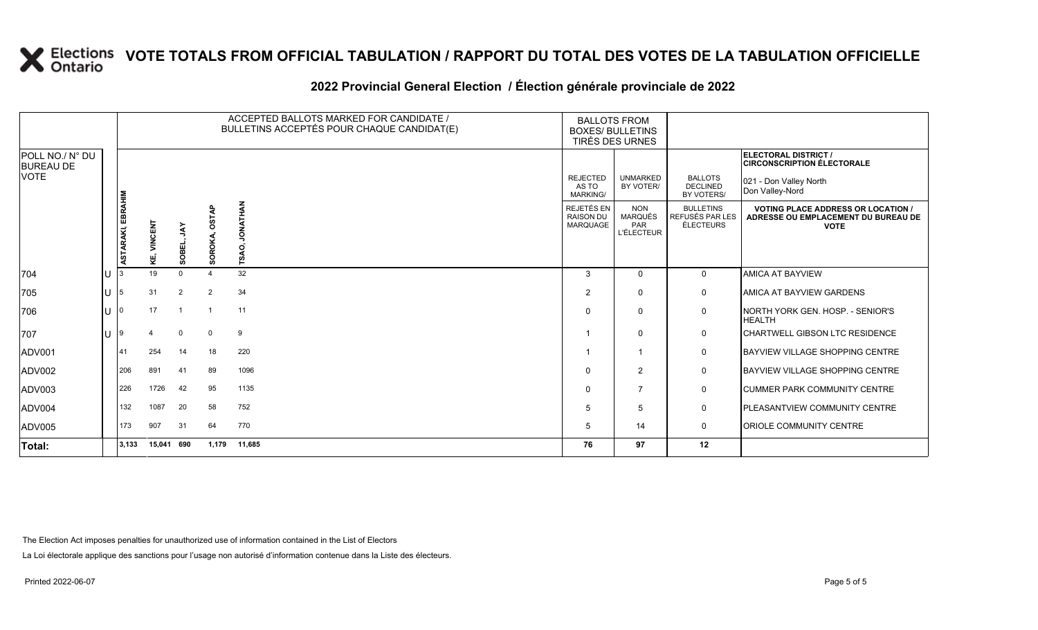# VOTE TOTALS FROM OFFICIAL TABULATION / RAPPORT DU TOTAL DES VOTES DE LA TABULATION OFFICIELLE

## 2022 Provincial General Election / Élection générale provinciale de 2022

| POLL NO./ N° DU BUREAU DE VOTE | | ACCEPTED BALLOTS MARKED FOR CANDIDATE / BULLETINS ACCEPTÉS POUR CHAQUE CANDIDAT(E) | | | | | BALLOTS FROM BOXES/ BULLETINS TIRÉS DES URNES | | | ELECTORAL DISTRICT / CIRCONSCRIPTION ÉLECTORALE 021 - Don Valley North Don Valley-Nord |
|---|---|---|---|---|---|---|---|---|---|---|
| | | ASTARAKI, EBRAHIM | KE, VINCENT | SOBEL, JAY | SOROKA, OSTAP | TSAO, JONATHAN | REJECTED AS TO MARKING/ REJETÉS EN RAISON DU MARQUAGE | UNMARKED BY VOTER/ NON MARQUÉS PAR L'ÉLECTEUR | BALLOTS DECLINED BY VOTERS/ BULLETINS REFUSÉS PAR LES ÉLECTEURS | VOTING PLACE ADDRESS OR LOCATION / ADRESSE OU EMPLACEMENT DU BUREAU DE VOTE |
| 704 | U | 3 | 19 | 0 | 4 | 32 | 3 | 0 | 0 | AMICA AT BAYVIEW |
| 705 | U | 5 | 31 | 2 | 2 | 34 | 2 | 0 | 0 | AMICA AT BAYVIEW GARDENS |
| 706 | U | 0 | 17 | 1 | 1 | 11 | 0 | 0 | 0 | NORTH YORK GEN. HOSP. - SENIOR'S HEALTH |
| 707 | U | 9 | 4 | 0 | 0 | 9 | 1 | 0 | 0 | CHARTWELL GIBSON LTC RESIDENCE |
| ADV001 | | 41 | 254 | 14 | 18 | 220 | 1 | 1 | 0 | BAYVIEW VILLAGE SHOPPING CENTRE |
| ADV002 | | 206 | 891 | 41 | 89 | 1096 | 0 | 2 | 0 | BAYVIEW VILLAGE SHOPPING CENTRE |
| ADV003 | | 226 | 1726 | 42 | 95 | 1135 | 0 | 7 | 0 | CUMMER PARK COMMUNITY CENTRE |
| ADV004 | | 132 | 1087 | 20 | 58 | 752 | 5 | 5 | 0 | PLEASANTVIEW COMMUNITY CENTRE |
| ADV005 | | 173 | 907 | 31 | 64 | 770 | 5 | 14 | 0 | ORIOLE COMMUNITY CENTRE |
| **Total:** | | **3,133** | **15,041** | **690** | **1,179** | **11,685** | **76** | **97** | **12** | |

The Election Act imposes penalties for unauthorized use of information contained in the List of Electors

La Loi électorale applique des sanctions pour l'usage non autorisé d'information contenue dans la Liste des électeurs.

Printed 2022-06-07